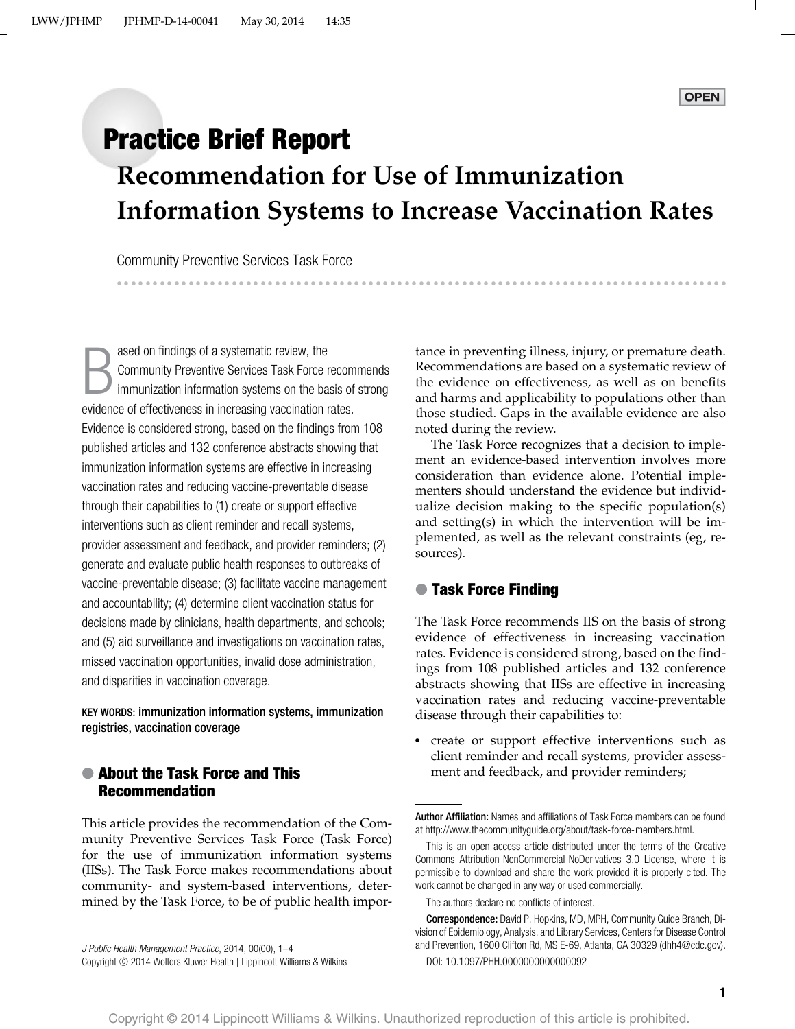OPEN

# Practice Brief Report

## Recommendation for Use of Immunization Information Systems to Increase Vaccination Rates

Community Preventive Services Task Force

Based on findings of a systematic review, the Community Preventive Services Task Force recommends immunization information systems on the basis of strong evidence of effectiveness in increasing vaccination rates. Evidence is considered strong, based on the findings from 108 published articles and 132 conference abstracts showing that immunization information systems are effective in increasing vaccination rates and reducing vaccine-preventable disease through their capabilities to (1) create or support effective interventions such as client reminder and recall systems, provider assessment and feedback, and provider reminders; (2) generate and evaluate public health responses to outbreaks of vaccine-preventable disease; (3) facilitate vaccine management and accountability; (4) determine client vaccination status for decisions made by clinicians, health departments, and schools; and (5) aid surveillance and investigations on vaccination rates, missed vaccination opportunities, invalid dose administration, and disparities in vaccination coverage.

**KEY WORDS:** immunization information systems, immunization registries, vaccination coverage

## About the Task Force and This Recommendation

This article provides the recommendation of the Community Preventive Services Task Force (Task Force) for the use of immunization information systems (IISs). The Task Force makes recommendations about community- and system-based interventions, determined by the Task Force, to be of public health importance in preventing illness, injury, or premature death. Recommendations are based on a systematic review of the evidence on effectiveness, as well as on benefits and harms and applicability to populations other than those studied. Gaps in the available evidence are also noted during the review.

The Task Force recognizes that a decision to implement an evidence-based intervention involves more consideration than evidence alone. Potential implementers should understand the evidence but individualize decision making to the specific population(s) and setting(s) in which the intervention will be implemented, as well as the relevant constraints (eg, resources).

## Task Force Finding

The Task Force recommends IIS on the basis of strong evidence of effectiveness in increasing vaccination rates. Evidence is considered strong, based on the findings from 108 published articles and 132 conference abstracts showing that IISs are effective in increasing vaccination rates and reducing vaccine-preventable disease through their capabilities to:

- create or support effective interventions such as client reminder and recall systems, provider assessment and feedback, and provider reminders;

---

**Author Affiliation:** Names and affiliations of Task Force members can be found at http://www.thecommunityguide.org/about/task-force-members.html.

This is an open-access article distributed under the terms of the Creative Commons Attribution-NonCommercial-NoDerivatives 3.0 License, where it is permissible to download and share the work provided it is properly cited. The work cannot be changed in any way or used commercially.

The authors declare no conflicts of interest.

**Correspondence:** David P. Hopkins, MD, MPH, Community Guide Branch, Division of Epidemiology, Analysis, and Library Services, Centers for Disease Control and Prevention, 1600 Clifton Rd, MS E-69, Atlanta, GA 30329 (dhh4@cdc.gov).

DOI: 10.1097/PHH.0000000000000092

*J Public Health Management Practice*, 2014, 00(00), 1–4
Copyright © 2014 Wolters Kluwer Health | Lippincott Williams & Wilkins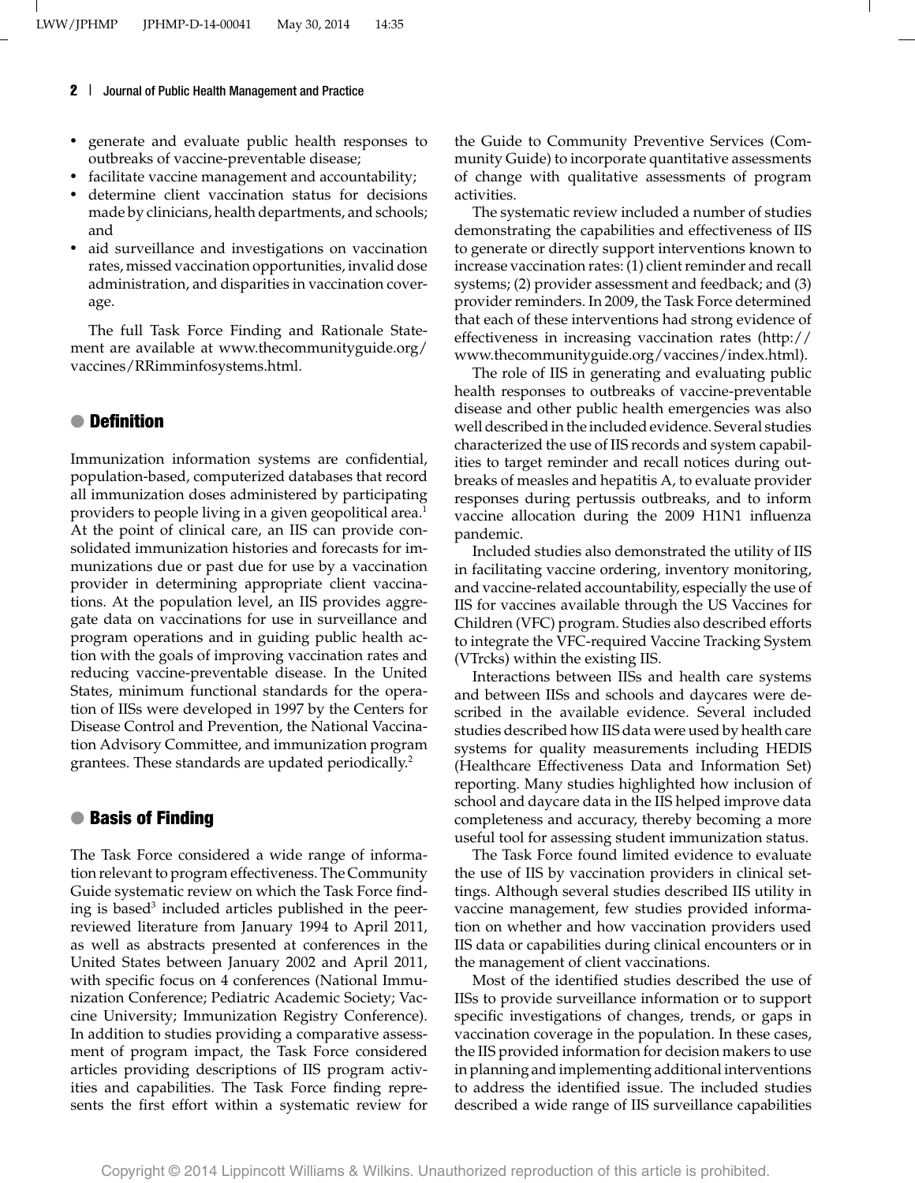- generate and evaluate public health responses to outbreaks of vaccine-preventable disease;
- facilitate vaccine management and accountability;
- determine client vaccination status for decisions made by clinicians, health departments, and schools; and
- aid surveillance and investigations on vaccination rates, missed vaccination opportunities, invalid dose administration, and disparities in vaccination coverage.

The full Task Force Finding and Rationale Statement are available at www.thecommunityguide.org/vaccines/RRimminfosystems.html.

## Definition

Immunization information systems are confidential, population-based, computerized databases that record all immunization doses administered by participating providers to people living in a given geopolitical area.[1] At the point of clinical care, an IIS can provide consolidated immunization histories and forecasts for immunizations due or past due for use by a vaccination provider in determining appropriate client vaccinations. At the population level, an IIS provides aggregate data on vaccinations for use in surveillance and program operations and in guiding public health action with the goals of improving vaccination rates and reducing vaccine-preventable disease. In the United States, minimum functional standards for the operation of IISs were developed in 1997 by the Centers for Disease Control and Prevention, the National Vaccination Advisory Committee, and immunization program grantees. These standards are updated periodically.[2]

## Basis of Finding

The Task Force considered a wide range of information relevant to program effectiveness. The Community Guide systematic review on which the Task Force finding is based[3] included articles published in the peer-reviewed literature from January 1994 to April 2011, as well as abstracts presented at conferences in the United States between January 2002 and April 2011, with specific focus on 4 conferences (National Immunization Conference; Pediatric Academic Society; Vaccine University; Immunization Registry Conference). In addition to studies providing a comparative assessment of program impact, the Task Force considered articles providing descriptions of IIS program activities and capabilities. The Task Force finding represents the first effort within a systematic review for the Guide to Community Preventive Services (Community Guide) to incorporate quantitative assessments of change with qualitative assessments of program activities.

The systematic review included a number of studies demonstrating the capabilities and effectiveness of IIS to generate or directly support interventions known to increase vaccination rates: (1) client reminder and recall systems; (2) provider assessment and feedback; and (3) provider reminders. In 2009, the Task Force determined that each of these interventions had strong evidence of effectiveness in increasing vaccination rates (http://www.thecommunityguide.org/vaccines/index.html).

The role of IIS in generating and evaluating public health responses to outbreaks of vaccine-preventable disease and other public health emergencies was also well described in the included evidence. Several studies characterized the use of IIS records and system capabilities to target reminder and recall notices during outbreaks of measles and hepatitis A, to evaluate provider responses during pertussis outbreaks, and to inform vaccine allocation during the 2009 H1N1 influenza pandemic.

Included studies also demonstrated the utility of IIS in facilitating vaccine ordering, inventory monitoring, and vaccine-related accountability, especially the use of IIS for vaccines available through the US Vaccines for Children (VFC) program. Studies also described efforts to integrate the VFC-required Vaccine Tracking System (VTrcks) within the existing IIS.

Interactions between IISs and health care systems and between IISs and schools and daycares were described in the available evidence. Several included studies described how IIS data were used by health care systems for quality measurements including HEDIS (Healthcare Effectiveness Data and Information Set) reporting. Many studies highlighted how inclusion of school and daycare data in the IIS helped improve data completeness and accuracy, thereby becoming a more useful tool for assessing student immunization status.

The Task Force found limited evidence to evaluate the use of IIS by vaccination providers in clinical settings. Although several studies described IIS utility in vaccine management, few studies provided information on whether and how vaccination providers used IIS data or capabilities during clinical encounters or in the management of client vaccinations.

Most of the identified studies described the use of IISs to provide surveillance information or to support specific investigations of changes, trends, or gaps in vaccination coverage in the population. In these cases, the IIS provided information for decision makers to use in planning and implementing additional interventions to address the identified issue. The included studies described a wide range of IIS surveillance capabilities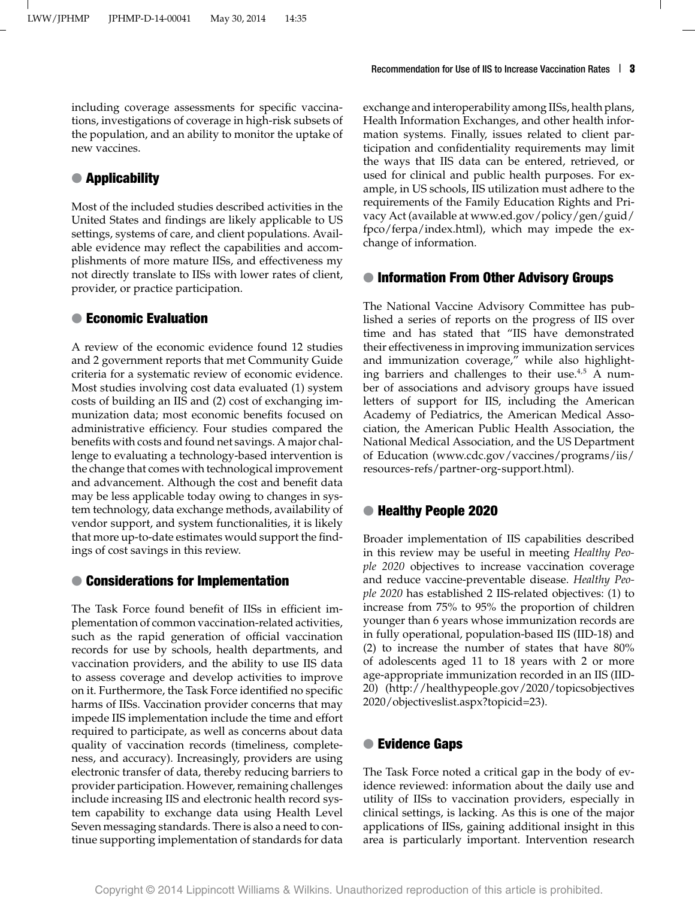including coverage assessments for specific vaccinations, investigations of coverage in high-risk subsets of the population, and an ability to monitor the uptake of new vaccines.

## Applicability

Most of the included studies described activities in the United States and findings are likely applicable to US settings, systems of care, and client populations. Available evidence may reflect the capabilities and accomplishments of more mature IISs, and effectiveness my not directly translate to IISs with lower rates of client, provider, or practice participation.

## Economic Evaluation

A review of the economic evidence found 12 studies and 2 government reports that met Community Guide criteria for a systematic review of economic evidence. Most studies involving cost data evaluated (1) system costs of building an IIS and (2) cost of exchanging immunization data; most economic benefits focused on administrative efficiency. Four studies compared the benefits with costs and found net savings. A major challenge to evaluating a technology-based intervention is the change that comes with technological improvement and advancement. Although the cost and benefit data may be less applicable today owing to changes in system technology, data exchange methods, availability of vendor support, and system functionalities, it is likely that more up-to-date estimates would support the findings of cost savings in this review.

## Considerations for Implementation

The Task Force found benefit of IISs in efficient implementation of common vaccination-related activities, such as the rapid generation of official vaccination records for use by schools, health departments, and vaccination providers, and the ability to use IIS data to assess coverage and develop activities to improve on it. Furthermore, the Task Force identified no specific harms of IISs. Vaccination provider concerns that may impede IIS implementation include the time and effort required to participate, as well as concerns about data quality of vaccination records (timeliness, completeness, and accuracy). Increasingly, providers are using electronic transfer of data, thereby reducing barriers to provider participation. However, remaining challenges include increasing IIS and electronic health record system capability to exchange data using Health Level Seven messaging standards. There is also a need to continue supporting implementation of standards for data exchange and interoperability among IISs, health plans, Health Information Exchanges, and other health information systems. Finally, issues related to client participation and confidentiality requirements may limit the ways that IIS data can be entered, retrieved, or used for clinical and public health purposes. For example, in US schools, IIS utilization must adhere to the requirements of the Family Education Rights and Privacy Act (available at www.ed.gov/policy/gen/guid/fpco/ferpa/index.html), which may impede the exchange of information.

## Information From Other Advisory Groups

The National Vaccine Advisory Committee has published a series of reports on the progress of IIS over time and has stated that "IIS have demonstrated their effectiveness in improving immunization services and immunization coverage," while also highlighting barriers and challenges to their use.[4,5] A number of associations and advisory groups have issued letters of support for IIS, including the American Academy of Pediatrics, the American Medical Association, the American Public Health Association, the National Medical Association, and the US Department of Education (www.cdc.gov/vaccines/programs/iis/resources-refs/partner-org-support.html).

## Healthy People 2020

Broader implementation of IIS capabilities described in this review may be useful in meeting *Healthy People 2020* objectives to increase vaccination coverage and reduce vaccine-preventable disease. *Healthy People 2020* has established 2 IIS-related objectives: (1) to increase from 75% to 95% the proportion of children younger than 6 years whose immunization records are in fully operational, population-based IIS (IID-18) and (2) to increase the number of states that have 80% of adolescents aged 11 to 18 years with 2 or more age-appropriate immunization recorded in an IIS (IID-20) (http://healthypeople.gov/2020/topicsobjectives2020/objectiveslist.aspx?topicid=23).

## Evidence Gaps

The Task Force noted a critical gap in the body of evidence reviewed: information about the daily use and utility of IISs to vaccination providers, especially in clinical settings, is lacking. As this is one of the major applications of IISs, gaining additional insight in this area is particularly important. Intervention research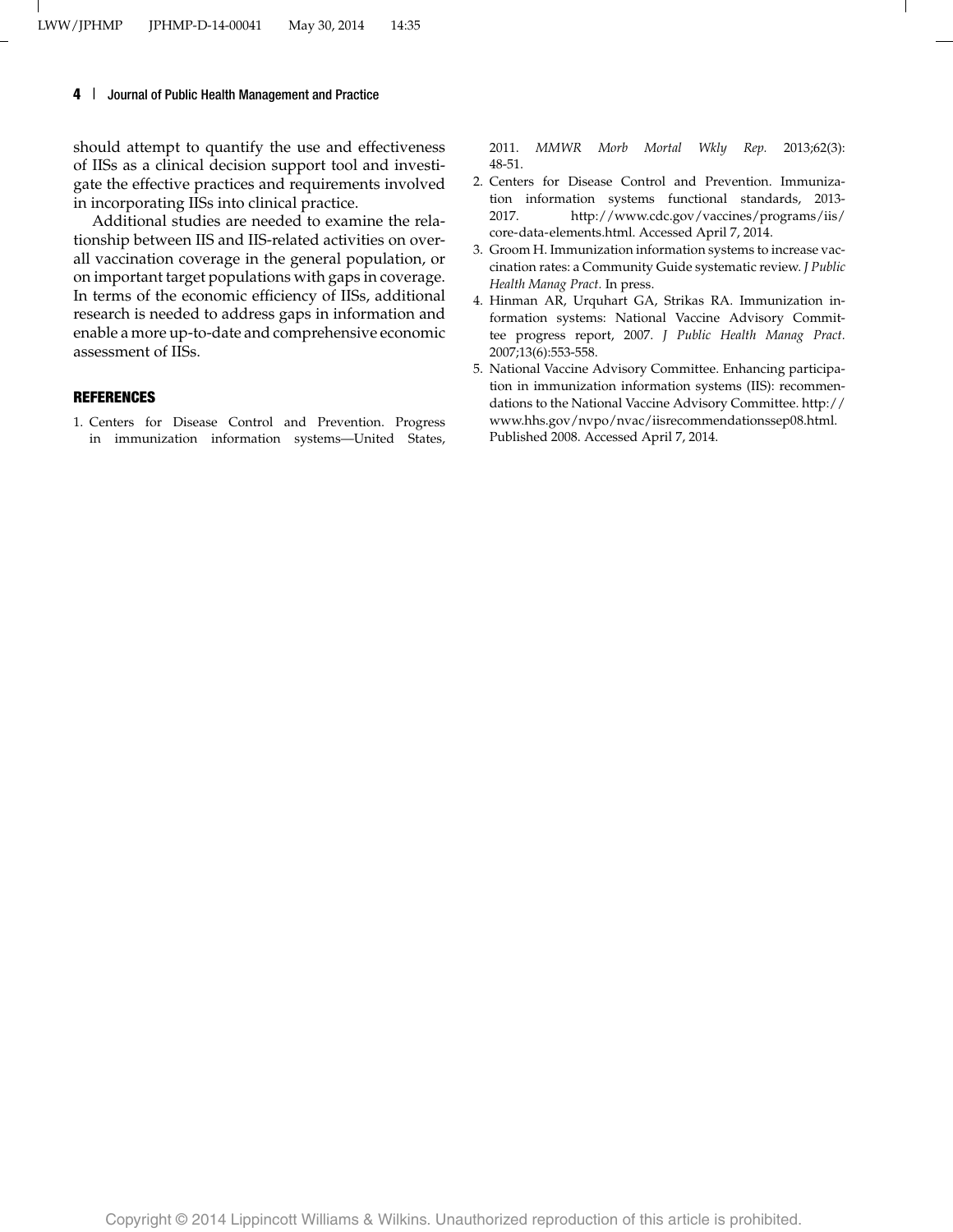should attempt to quantify the use and effectiveness of IISs as a clinical decision support tool and investigate the effective practices and requirements involved in incorporating IISs into clinical practice.

Additional studies are needed to examine the relationship between IIS and IIS-related activities on overall vaccination coverage in the general population, or on important target populations with gaps in coverage. In terms of the economic efficiency of IISs, additional research is needed to address gaps in information and enable a more up-to-date and comprehensive economic assessment of IISs.

## REFERENCES

1. Centers for Disease Control and Prevention. Progress in immunization information systems—United States, 2011. *MMWR Morb Mortal Wkly Rep.* 2013;62(3): 48-51.
2. Centers for Disease Control and Prevention. Immunization information systems functional standards, 2013-2017. http://www.cdc.gov/vaccines/programs/iis/core-data-elements.html. Accessed April 7, 2014.
3. Groom H. Immunization information systems to increase vaccination rates: a Community Guide systematic review. *J Public Health Manag Pract.* In press.
4. Hinman AR, Urquhart GA, Strikas RA. Immunization information systems: National Vaccine Advisory Committee progress report, 2007. *J Public Health Manag Pract.* 2007;13(6):553-558.
5. National Vaccine Advisory Committee. Enhancing participation in immunization information systems (IIS): recommendations to the National Vaccine Advisory Committee. http://www.hhs.gov/nvpo/nvac/iisrecommendationssep08.html. Published 2008. Accessed April 7, 2014.